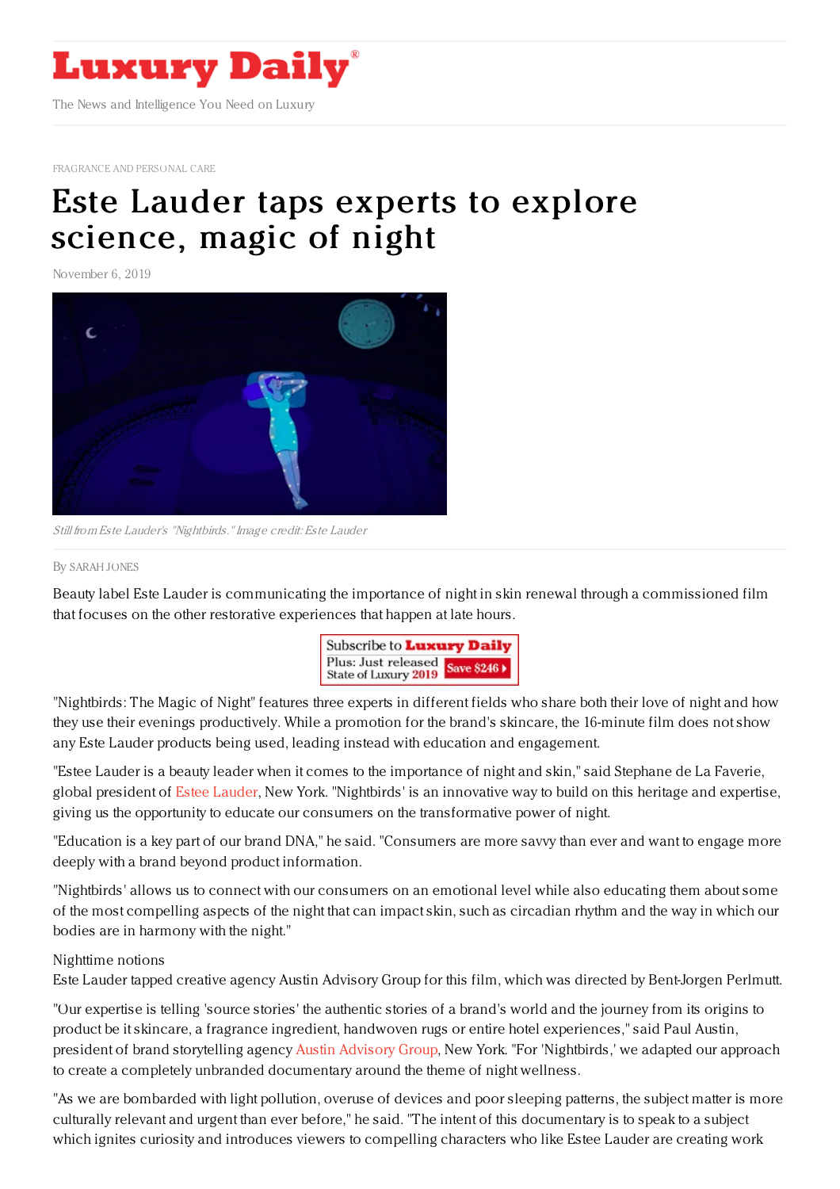# Luxury Daily

The News and Intelligence You Need on Luxury

FRAGRANCE AND PERSONAL CARE

# Este Lauder taps experts to explore science, magic of night

November 6, 2019

*Still from Este Lauder's "Nightbirds." Image credit: Este Lauder*

By SARAH JONES

Beauty label Este Lauder is communicating the importance of night in skin renewal through a commissioned film that focuses on the other restorative experiences that happen at late hours.

Subscribe to **Luxury Daily**
Plus: Just released State of Luxury **2019** Save $246

"Nightbirds: The Magic of Night" features three experts in different fields who share both their love of night and how they use their evenings productively. While a promotion for the brand's skincare, the 16-minute film does not show any Este Lauder products being used, leading instead with education and engagement.

"Estee Lauder is a beauty leader when it comes to the importance of night and skin," said Stephane de La Faverie, global president of Estee Lauder, New York. "Nightbirds' is an innovative way to build on this heritage and expertise, giving us the opportunity to educate our consumers on the transformative power of night.

"Education is a key part of our brand DNA," he said. "Consumers are more savvy than ever and want to engage more deeply with a brand beyond product information.

"Nightbirds' allows us to connect with our consumers on an emotional level while also educating them about some of the most compelling aspects of the night that can impact skin, such as circadian rhythm and the way in which our bodies are in harmony with the night."

Nighttime notions

Este Lauder tapped creative agency Austin Advisory Group for this film, which was directed by Bent-Jorgen Perlmutt.

"Our expertise is telling 'source stories' the authentic stories of a brand's world and the journey from its origins to product be it skincare, a fragrance ingredient, handwoven rugs or entire hotel experiences," said Paul Austin, president of brand storytelling agency Austin Advisory Group, New York. "For 'Nightbirds,' we adapted our approach to create a completely unbranded documentary around the theme of night wellness.

"As we are bombarded with light pollution, overuse of devices and poor sleeping patterns, the subject matter is more culturally relevant and urgent than ever before," he said. "The intent of this documentary is to speak to a subject which ignites curiosity and introduces viewers to compelling characters who like Estee Lauder are creating work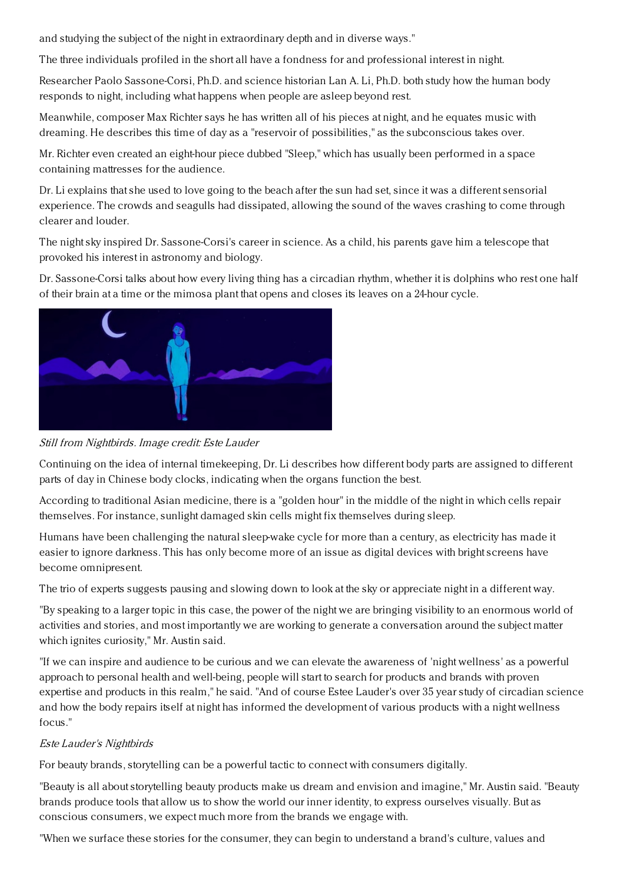and studying the subject of the night in extraordinary depth and in diverse ways."

The three individuals profiled in the short all have a fondness for and professional interest in night.

Researcher Paolo Sassone-Corsi, Ph.D. and science historian Lan A. Li, Ph.D. both study how the human body responds to night, including what happens when people are asleep beyond rest.

Meanwhile, composer Max Richter says he has written all of his pieces at night, and he equates music with dreaming. He describes this time of day as a "reservoir of possibilities," as the subconscious takes over.

Mr. Richter even created an eight-hour piece dubbed "Sleep," which has usually been performed in a space containing mattresses for the audience.

Dr. Li explains that she used to love going to the beach after the sun had set, since it was a different sensorial experience. The crowds and seagulls had dissipated, allowing the sound of the waves crashing to come through clearer and louder.

The night sky inspired Dr. Sassone-Corsi's career in science. As a child, his parents gave him a telescope that provoked his interest in astronomy and biology.

Dr. Sassone-Corsi talks about how every living thing has a circadian rhythm, whether it is dolphins who rest one half of their brain at a time or the mimosa plant that opens and closes its leaves on a 24-hour cycle.

*Still from Nightbirds. Image credit: Este Lauder*

Continuing on the idea of internal timekeeping, Dr. Li describes how different body parts are assigned to different parts of day in Chinese body clocks, indicating when the organs function the best.

According to traditional Asian medicine, there is a "golden hour" in the middle of the night in which cells repair themselves. For instance, sunlight damaged skin cells might fix themselves during sleep.

Humans have been challenging the natural sleep-wake cycle for more than a century, as electricity has made it easier to ignore darkness. This has only become more of an issue as digital devices with bright screens have become omnipresent.

The trio of experts suggests pausing and slowing down to look at the sky or appreciate night in a different way.

"By speaking to a larger topic in this case, the power of the night we are bringing visibility to an enormous world of activities and stories, and most importantly we are working to generate a conversation around the subject matter which ignites curiosity," Mr. Austin said.

"If we can inspire and audience to be curious and we can elevate the awareness of 'night wellness' as a powerful approach to personal health and well-being, people will start to search for products and brands with proven expertise and products in this realm," he said. "And of course Estee Lauder's over 35 year study of circadian science and how the body repairs itself at night has informed the development of various products with a night wellness focus."

*Este Lauder's Nightbirds*

For beauty brands, storytelling can be a powerful tactic to connect with consumers digitally.

"Beauty is all about storytelling beauty products make us dream and envision and imagine," Mr. Austin said. "Beauty brands produce tools that allow us to show the world our inner identity, to express ourselves visually. But as conscious consumers, we expect much more from the brands we engage with.

"When we surface these stories for the consumer, they can begin to understand a brand's culture, values and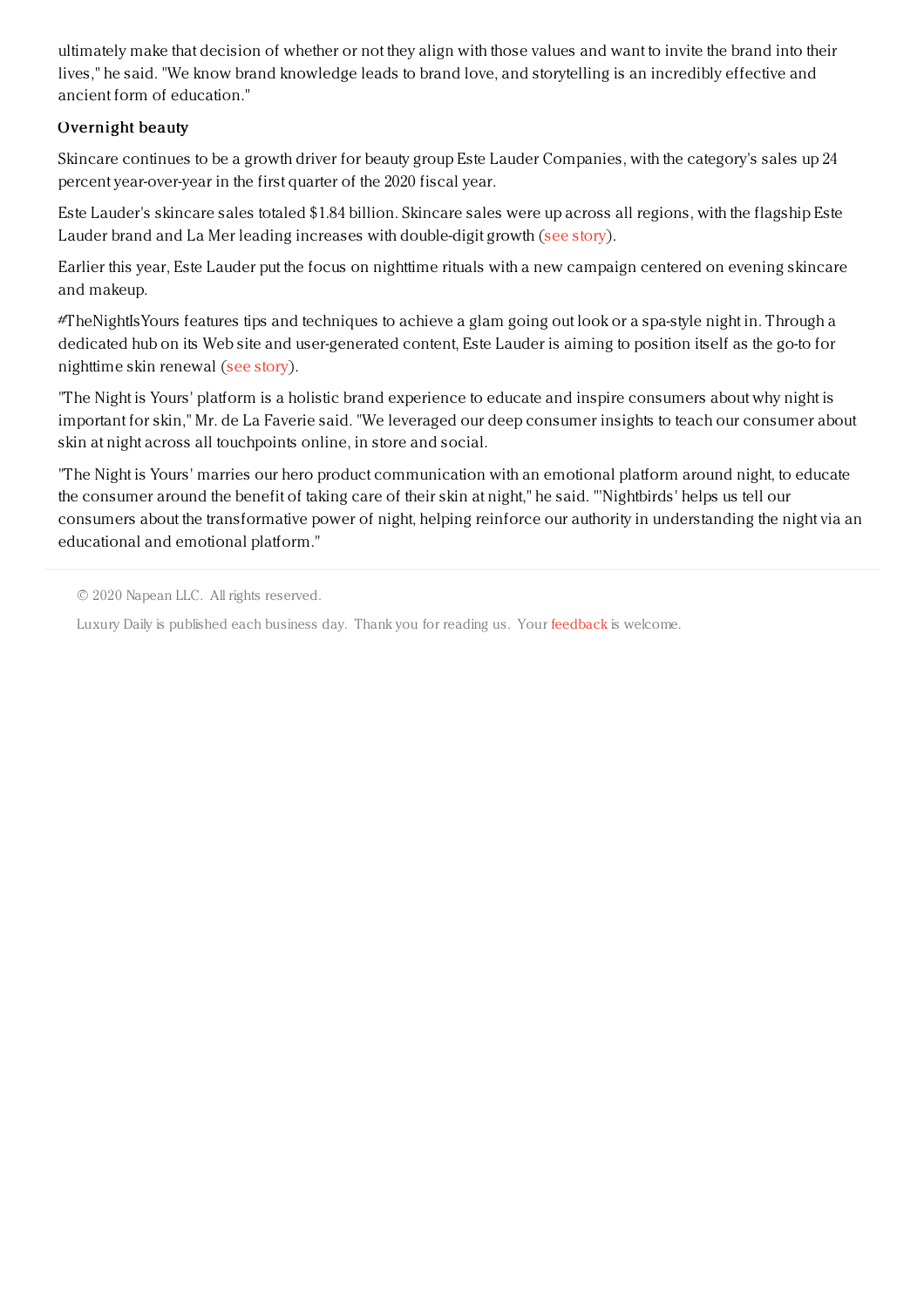ultimately make that decision of whether or not they align with those values and want to invite the brand into their lives," he said. "We know brand knowledge leads to brand love, and storytelling is an incredibly effective and ancient form of education."

### Overnight beauty

Skincare continues to be a growth driver for beauty group Este Lauder Companies, with the category's sales up 24 percent year-over-year in the first quarter of the 2020 fiscal year.

Este Lauder's skincare sales totaled $1.84 billion. Skincare sales were up across all regions, with the flagship Este Lauder brand and La Mer leading increases with double-digit growth (see story).

Earlier this year, Este Lauder put the focus on nighttime rituals with a new campaign centered on evening skincare and makeup.

#TheNightIsYours features tips and techniques to achieve a glam going out look or a spa-style night in. Through a dedicated hub on its Web site and user-generated content, Este Lauder is aiming to position itself as the go-to for nighttime skin renewal (see story).

"The Night is Yours' platform is a holistic brand experience to educate and inspire consumers about why night is important for skin," Mr. de La Faverie said. "We leveraged our deep consumer insights to teach our consumer about skin at night across all touchpoints online, in store and social.

"The Night is Yours' marries our hero product communication with an emotional platform around night, to educate the consumer around the benefit of taking care of their skin at night," he said. "'Nightbirds' helps us tell our consumers about the transformative power of night, helping reinforce our authority in understanding the night via an educational and emotional platform."

© 2020 Napean LLC. All rights reserved.

Luxury Daily is published each business day. Thank you for reading us. Your feedback is welcome.